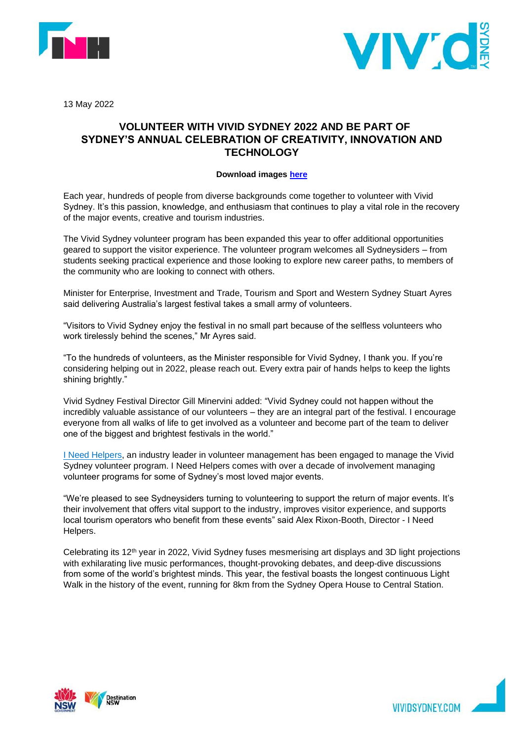13 May 2022

# VOLUNTEER WITH VIVID SYDNEY 2022 AND BE PART OF SYDNEY'S ANNUAL CELEBRATION OF CREATIVITY, INNOVATION AND TECHNOLOGY

**Download images here**

Each year, hundreds of people from diverse backgrounds come together to volunteer with Vivid Sydney. It's this passion, knowledge, and enthusiasm that continues to play a vital role in the recovery of the major events, creative and tourism industries.

The Vivid Sydney volunteer program has been expanded this year to offer additional opportunities geared to support the visitor experience. The volunteer program welcomes all Sydneysiders – from students seeking practical experience and those looking to explore new career paths, to members of the community who are looking to connect with others.

Minister for Enterprise, Investment and Trade, Tourism and Sport and Western Sydney Stuart Ayres said delivering Australia's largest festival takes a small army of volunteers.

"Visitors to Vivid Sydney enjoy the festival in no small part because of the selfless volunteers who work tirelessly behind the scenes," Mr Ayres said.

"To the hundreds of volunteers, as the Minister responsible for Vivid Sydney, I thank you. If you're considering helping out in 2022, please reach out. Every extra pair of hands helps to keep the lights shining brightly."

Vivid Sydney Festival Director Gill Minervini added: "Vivid Sydney could not happen without the incredibly valuable assistance of our volunteers – they are an integral part of the festival. I encourage everyone from all walks of life to get involved as a volunteer and become part of the team to deliver one of the biggest and brightest festivals in the world."

I Need Helpers, an industry leader in volunteer management has been engaged to manage the Vivid Sydney volunteer program. I Need Helpers comes with over a decade of involvement managing volunteer programs for some of Sydney's most loved major events.

"We're pleased to see Sydneysiders turning to volunteering to support the return of major events. It's their involvement that offers vital support to the industry, improves visitor experience, and supports local tourism operators who benefit from these events" said Alex Rixon-Booth, Director - I Need Helpers.

Celebrating its 12th year in 2022, Vivid Sydney fuses mesmerising art displays and 3D light projections with exhilarating live music performances, thought-provoking debates, and deep-dive discussions from some of the world's brightest minds. This year, the festival boasts the longest continuous Light Walk in the history of the event, running for 8km from the Sydney Opera House to Central Station.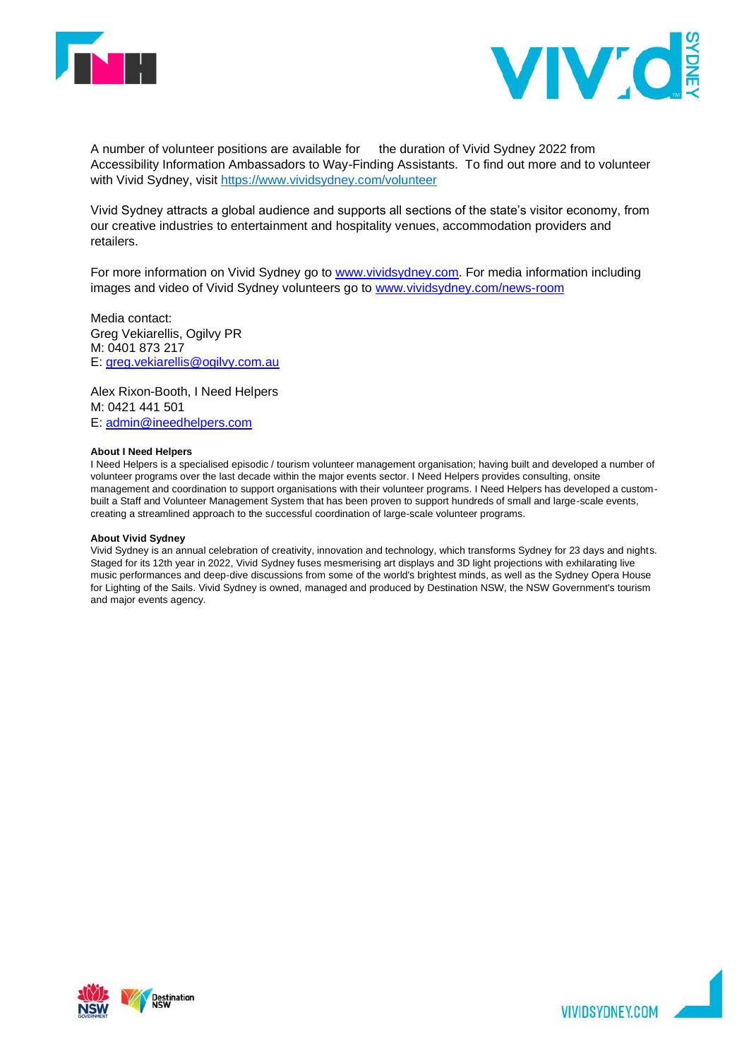A number of volunteer positions are available for the duration of Vivid Sydney 2022 from Accessibility Information Ambassadors to Way-Finding Assistants. To find out more and to volunteer with Vivid Sydney, visit https://www.vividsydney.com/volunteer

Vivid Sydney attracts a global audience and supports all sections of the state's visitor economy, from our creative industries to entertainment and hospitality venues, accommodation providers and retailers.

For more information on Vivid Sydney go to www.vividsydney.com. For media information including images and video of Vivid Sydney volunteers go to www.vividsydney.com/news-room

Media contact:
Greg Vekiarellis, Ogilvy PR
M: 0401 873 217
E: greg.vekiarellis@ogilvy.com.au

Alex Rixon-Booth, I Need Helpers
M: 0421 441 501
E: admin@ineedhelpers.com

**About I Need Helpers**

I Need Helpers is a specialised episodic / tourism volunteer management organisation; having built and developed a number of volunteer programs over the last decade within the major events sector. I Need Helpers provides consulting, onsite management and coordination to support organisations with their volunteer programs. I Need Helpers has developed a custom-built a Staff and Volunteer Management System that has been proven to support hundreds of small and large-scale events, creating a streamlined approach to the successful coordination of large-scale volunteer programs.

**About Vivid Sydney**

Vivid Sydney is an annual celebration of creativity, innovation and technology, which transforms Sydney for 23 days and nights. Staged for its 12th year in 2022, Vivid Sydney fuses mesmerising art displays and 3D light projections with exhilarating live music performances and deep-dive discussions from some of the world's brightest minds, as well as the Sydney Opera House for Lighting of the Sails. Vivid Sydney is owned, managed and produced by Destination NSW, the NSW Government's tourism and major events agency.